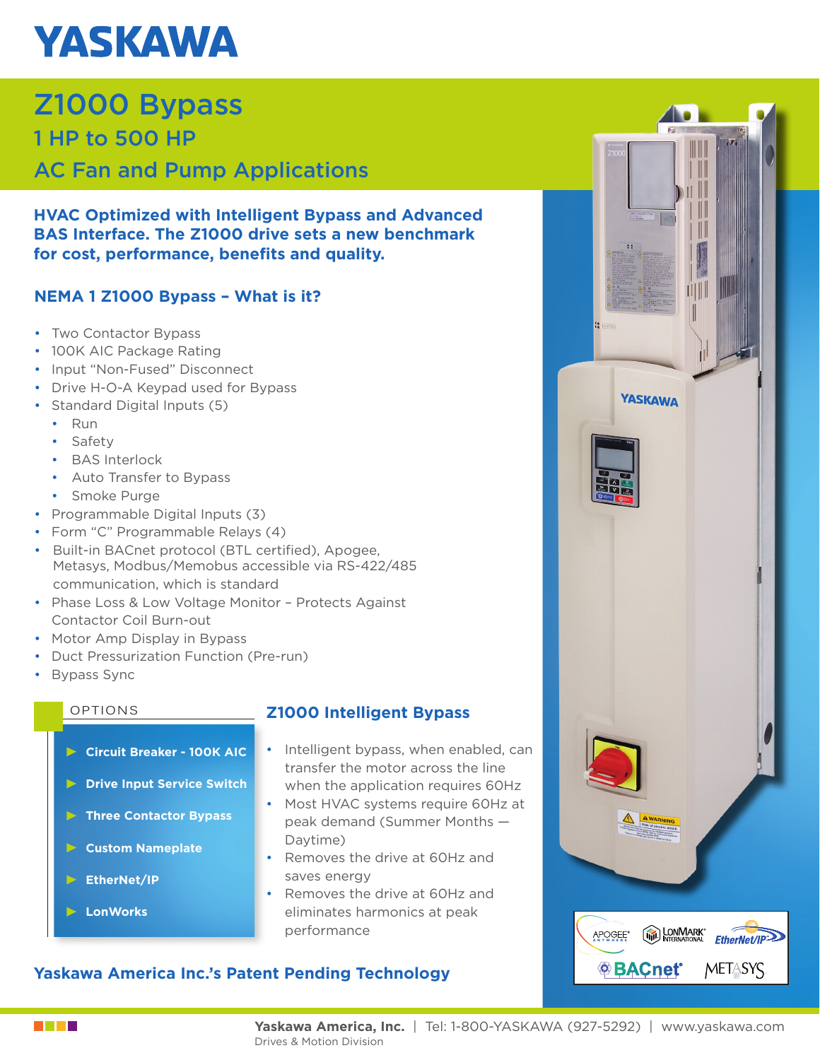# YASKAWA

# Z1000 Bypass

## 1 HP to 500 HP

## AC Fan and Pump Applications

**HVAC Optimized with Intelligent Bypass and Advanced BAS Interface. The Z1000 drive sets a new benchmark for cost, performance, benefits and quality.**

### NEMA 1 Z1000 Bypass – What is it?

- Two Contactor Bypass
- 100K AIC Package Rating
- Input "Non-Fused" Disconnect
- Drive H-O-A Keypad used for Bypass
- Standard Digital Inputs (5)
  - Run
  - Safety
  - BAS Interlock
  - Auto Transfer to Bypass
  - Smoke Purge
- Programmable Digital Inputs (3)
- Form "C" Programmable Relays (4)
- Built-in BACnet protocol (BTL certified), Apogee, Metasys, Modbus/Memobus accessible via RS-422/485 communication, which is standard
- Phase Loss & Low Voltage Monitor – Protects Against Contactor Coil Burn-out
- Motor Amp Display in Bypass
- Duct Pressurization Function (Pre-run)
- Bypass Sync

### OPTIONS

- ▶ **Circuit Breaker - 100K AIC**
- ▶ **Drive Input Service Switch**
- ▶ **Three Contactor Bypass**
- ▶ **Custom Nameplate**
- ▶ **EtherNet/IP**
- ▶ **LonWorks**

### Z1000 Intelligent Bypass

- Intelligent bypass, when enabled, can transfer the motor across the line when the application requires 60Hz
- Most HVAC systems require 60Hz at peak demand (Summer Months — Daytime)
- Removes the drive at 60Hz and saves energy
- Removes the drive at 60Hz and eliminates harmonics at peak performance

### Yaskawa America Inc.'s Patent Pending Technology

APOGEE | LONMARK INTERNATIONAL | EtherNet/IP | BACnet | METASYS

**Yaskawa America, Inc.** | Tel: 1-800-YASKAWA (927-5292) | www.yaskawa.com
Drives & Motion Division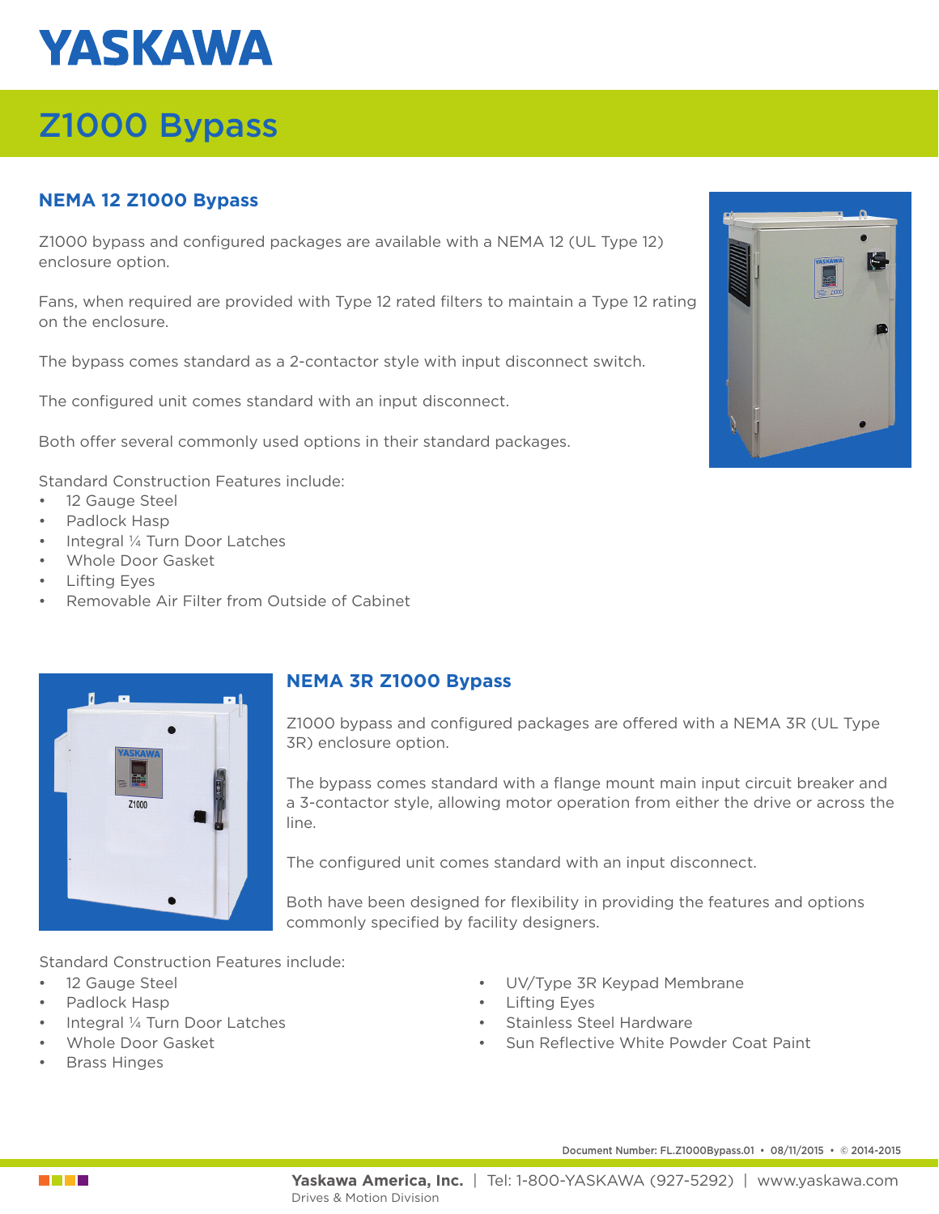# YASKAWA

## Z1000 Bypass

### NEMA 12 Z1000 Bypass

Z1000 bypass and configured packages are available with a NEMA 12 (UL Type 12) enclosure option.

Fans, when required are provided with Type 12 rated filters to maintain a Type 12 rating on the enclosure.

The bypass comes standard as a 2-contactor style with input disconnect switch.

The configured unit comes standard with an input disconnect.

Both offer several commonly used options in their standard packages.

Standard Construction Features include:

- 12 Gauge Steel
- Padlock Hasp
- Integral ¼ Turn Door Latches
- Whole Door Gasket
- Lifting Eyes
- Removable Air Filter from Outside of Cabinet

### NEMA 3R Z1000 Bypass

Z1000 bypass and configured packages are offered with a NEMA 3R (UL Type 3R) enclosure option.

The bypass comes standard with a flange mount main input circuit breaker and a 3-contactor style, allowing motor operation from either the drive or across the line.

The configured unit comes standard with an input disconnect.

Both have been designed for flexibility in providing the features and options commonly specified by facility designers.

Standard Construction Features include:

- 12 Gauge Steel
- Padlock Hasp
- Integral ¼ Turn Door Latches
- Whole Door Gasket
- Brass Hinges
- UV/Type 3R Keypad Membrane
- Lifting Eyes
- Stainless Steel Hardware
- Sun Reflective White Powder Coat Paint

Document Number: FL.Z1000Bypass.01 • 08/11/2015 • © 2014-2015

**Yaskawa America, Inc.** | Tel: 1-800-YASKAWA (927-5292) | www.yaskawa.com
Drives & Motion Division